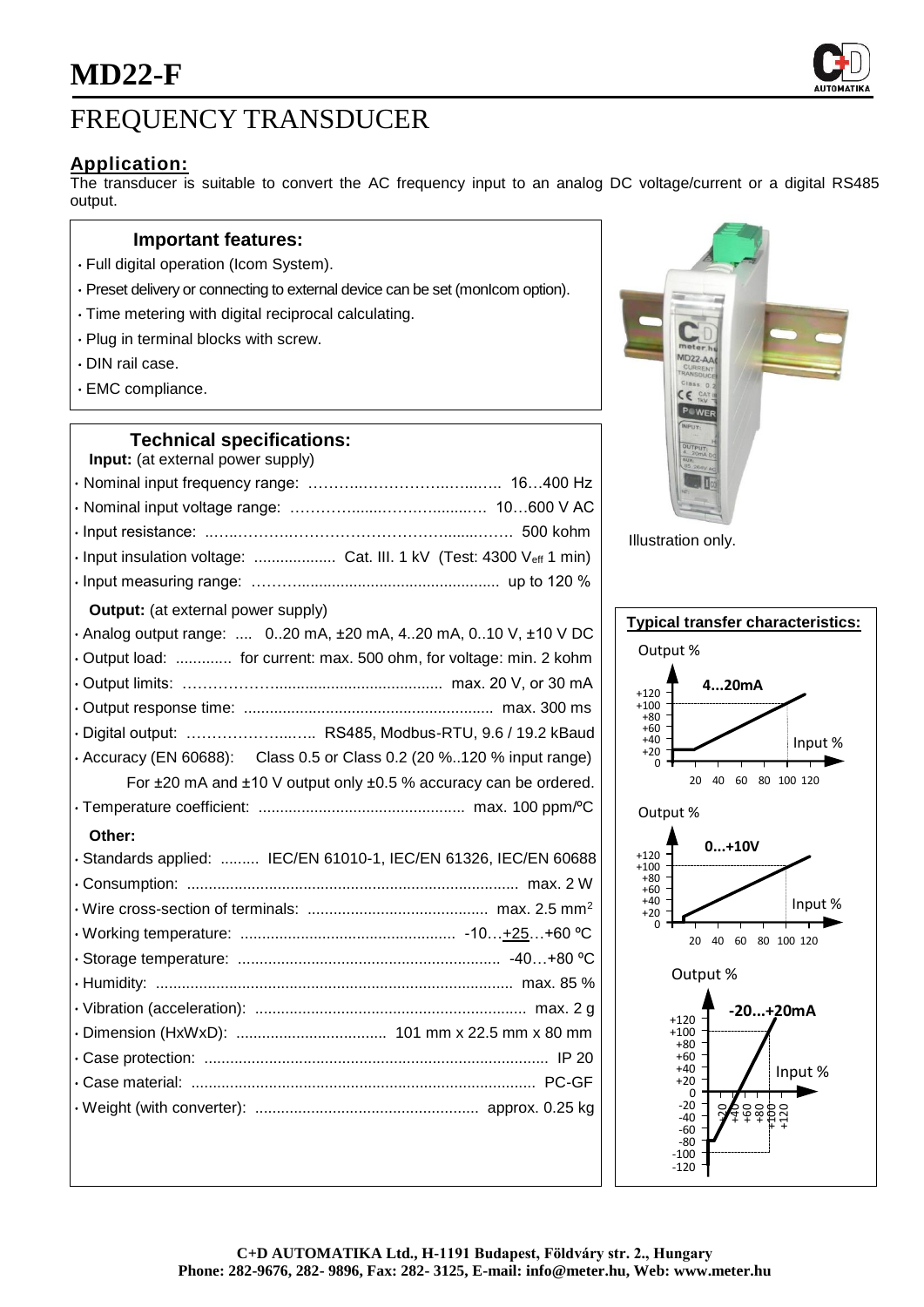# MD22-F

## FREQUENCY TRANSDUCER

### Application:

The transducer is suitable to convert the AC frequency input to an analog DC voltage/current or a digital RS485 output.

### Important features:

- Full digital operation (Icom System).
- Preset delivery or connecting to external device can be set (monIcom option).
- Time metering with digital reciprocal calculating.
- Plug in terminal blocks with screw.
- DIN rail case.
- EMC compliance.

### Technical specifications:

**Input:** (at external power supply)

- Nominal input frequency range: .......... 16…400 Hz
- Nominal input voltage range: .......... 10…600 V AC
- Input resistance: .......... 500 kohm
- Input insulation voltage: .......... Cat. III. 1 kV (Test: 4300 $V_{eff}$ 1 min)
- Input measuring range: .......... up to 120 %

**Output:** (at external power supply)

- Analog output range: .... 0..20 mA, ±20 mA, 4..20 mA, 0..10 V, ±10 V DC
- Output load: ............ for current: max. 500 ohm, for voltage: min. 2 kohm
- Output limits: .......... max. 20 V, or 30 mA
- Output response time: .......... max. 300 ms
- Digital output: .......... RS485, Modbus-RTU, 9.6 / 19.2 kBaud
- Accuracy (EN 60688): Class 0.5 or Class 0.2 (20 %..120 % input range)
  For ±20 mA and ±10 V output only ±0.5 % accuracy can be ordered.
- Temperature coefficient: .......... max. 100 ppm/ºC

**Other:**

- Standards applied: ......... IEC/EN 61010-1, IEC/EN 61326, IEC/EN 60688
- Consumption: .......... max. 2 W
- Wire cross-section of terminals: .......... max. 2.5 $mm^2$
- Working temperature: .......... -10…+25…+60 ºC
- Storage temperature: .......... -40…+80 ºC
- Humidity: .......... max. 85 %
- Vibration (acceleration): .......... max. 2 g
- Dimension (HxWxD): .......... 101 mm x 22.5 mm x 80 mm
- Case protection: .......... IP 20
- Case material: .......... PC-GF
- Weight (with converter): .......... approx. 0.25 kg

Illustration only.

### Typical transfer characteristics:

4...20mA

0...+10V

-20...+20mA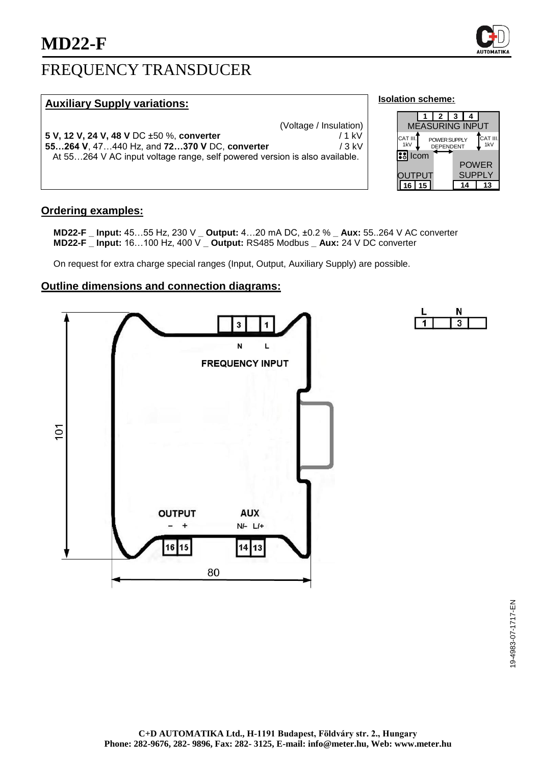# MD22-F

## FREQUENCY TRANSDUCER

### Auxiliary Supply variations:

(Voltage / Insulation)

**5 V, 12 V, 24 V, 48 V** DC ±50 %, **converter** / 1 kV

**55…264 V**, 47…440 Hz, and **72…370 V** DC, **converter** / 3 kV

At 55…264 V AC input voltage range, self powered version is also available.

### Isolation scheme:

1 2 3 4

MEASURING INPUT

CAT III. 1kV

POWER SUPPLY DEPENDENT

CAT III. 1kV

Icom

OUTPUT

16 15

POWER SUPPLY

14 13

### Ordering examples:

**MD22-F _ Input:** 45…55 Hz, 230 V _ **Output:** 4…20 mA DC, ±0.2 % _ **Aux:** 55..264 V AC converter

**MD22-F _ Input:** 16…100 Hz, 400 V _ **Output:** RS485 Modbus _ **Aux:** 24 V DC converter

On request for extra charge special ranges (Input, Output, Auxiliary Supply) are possible.

### Outline dimensions and connection diagrams:

3 1

N L

FREQUENCY INPUT

101

OUTPUT

– +

16 15

AUX

N/– L/+

14 13

80

L N

1 3

19-4983-07-1717-EN

**C+D AUTOMATIKA Ltd., H-1191 Budapest, Földváry str. 2., Hungary**
**Phone: 282-9676, 282- 9896, Fax: 282- 3125, E-mail: info@meter.hu, Web: www.meter.hu**